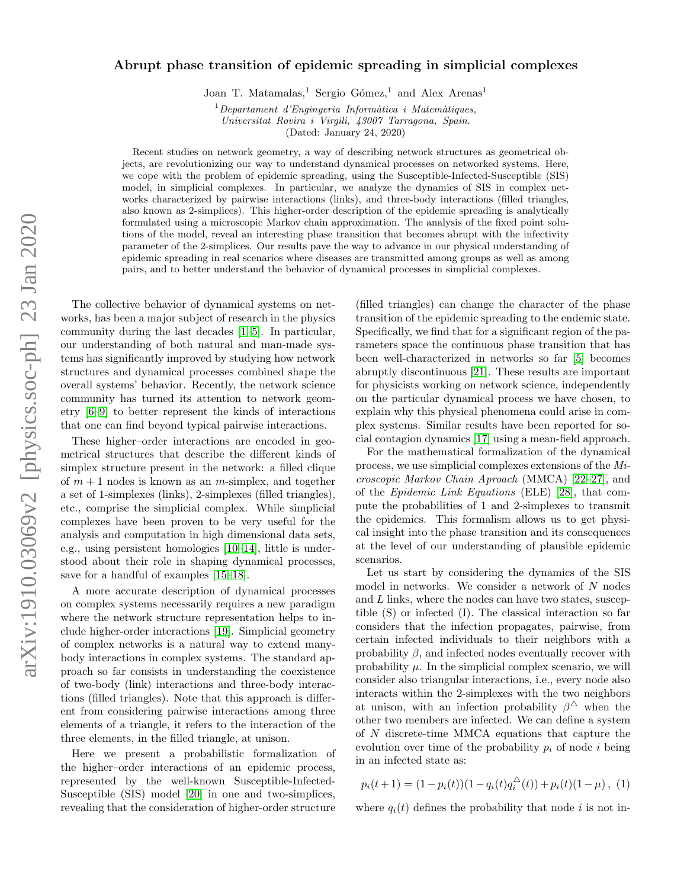# Abrupt phase transition of epidemic spreading in simplicial complexes

Joan T. Matamalas,[1] Sergio Gómez,[1] and Alex Arenas[1]

[1] *Departament d'Enginyeria Informàtica i Matemàtiques, Universitat Rovira i Virgili, 43007 Tarragona, Spain.*

(Dated: January 24, 2020)

Recent studies on network geometry, a way of describing network structures as geometrical objects, are revolutionizing our way to understand dynamical processes on networked systems. Here, we cope with the problem of epidemic spreading, using the Susceptible-Infected-Susceptible (SIS) model, in simplicial complexes. In particular, we analyze the dynamics of SIS in complex networks characterized by pairwise interactions (links), and three-body interactions (filled triangles, also known as 2-simplices). This higher-order description of the epidemic spreading is analytically formulated using a microscopic Markov chain approximation. The analysis of the fixed point solutions of the model, reveal an interesting phase transition that becomes abrupt with the infectivity parameter of the 2-simplices. Our results pave the way to advance in our physical understanding of epidemic spreading in real scenarios where diseases are transmitted among groups as well as among pairs, and to better understand the behavior of dynamical processes in simplicial complexes.

The collective behavior of dynamical systems on networks, has been a major subject of research in the physics community during the last decades [1–5]. In particular, our understanding of both natural and man-made systems has significantly improved by studying how network structures and dynamical processes combined shape the overall systems' behavior. Recently, the network science community has turned its attention to network geometry [6–9] to better represent the kinds of interactions that one can find beyond typical pairwise interactions.

These higher–order interactions are encoded in geometrical structures that describe the different kinds of simplex structure present in the network: a filled clique of $m+1$ nodes is known as an $m$-simplex, and together a set of 1-simplexes (links), 2-simplexes (filled triangles), etc., comprise the simplicial complex. While simplicial complexes have been proven to be very useful for the analysis and computation in high dimensional data sets, e.g., using persistent homologies [10–14], little is understood about their role in shaping dynamical processes, save for a handful of examples [15–18].

A more accurate description of dynamical processes on complex systems necessarily requires a new paradigm where the network structure representation helps to include higher-order interactions [19]. Simplicial geometry of complex networks is a natural way to extend many-body interactions in complex systems. The standard approach so far consists in understanding the coexistence of two-body (link) interactions and three-body interactions (filled triangles). Note that this approach is different from considering pairwise interactions among three elements of a triangle, it refers to the interaction of the three elements, in the filled triangle, at unison.

Here we present a probabilistic formalization of the higher–order interactions of an epidemic process, represented by the well-known Susceptible-Infected-Susceptible (SIS) model [20] in one and two-simplices, revealing that the consideration of higher-order structure (filled triangles) can change the character of the phase transition of the epidemic spreading to the endemic state. Specifically, we find that for a significant region of the parameters space the continuous phase transition that has been well-characterized in networks so far [5] becomes abruptly discontinuous [21]. These results are important for physicists working on network science, independently on the particular dynamical process we have chosen, to explain why this physical phenomena could arise in complex systems. Similar results have been reported for social contagion dynamics [17] using a mean-field approach.

For the mathematical formalization of the dynamical process, we use simplicial complexes extensions of the *Microscopic Markov Chain Aproach* (MMCA) [22–27], and of the *Epidemic Link Equations* (ELE) [28], that compute the probabilities of 1 and 2-simplexes to transmit the epidemics. This formalism allows us to get physical insight into the phase transition and its consequences at the level of our understanding of plausible epidemic scenarios.

Let us start by considering the dynamics of the SIS model in networks. We consider a network of $N$ nodes and $L$ links, where the nodes can have two states, susceptible (S) or infected (I). The classical interaction so far considers that the infection propagates, pairwise, from certain infected individuals to their neighbors with a probability $\beta$, and infected nodes eventually recover with probability $\mu$. In the simplicial complex scenario, we will consider also triangular interactions, i.e., every node also interacts within the 2-simplexes with the two neighbors at unison, with an infection probability $\beta^{\triangle}$ when the other two members are infected. We can define a system of $N$ discrete-time MMCA equations that capture the evolution over time of the probability $p_i$ of node $i$ being in an infected state as:

$$p_i(t+1) = (1-p_i(t))(1-q_i(t)q_i^{\triangle}(t)) + p_i(t)(1-\mu)\,, \quad (1)$$

where $q_i(t)$ defines the probability that node $i$ is not in-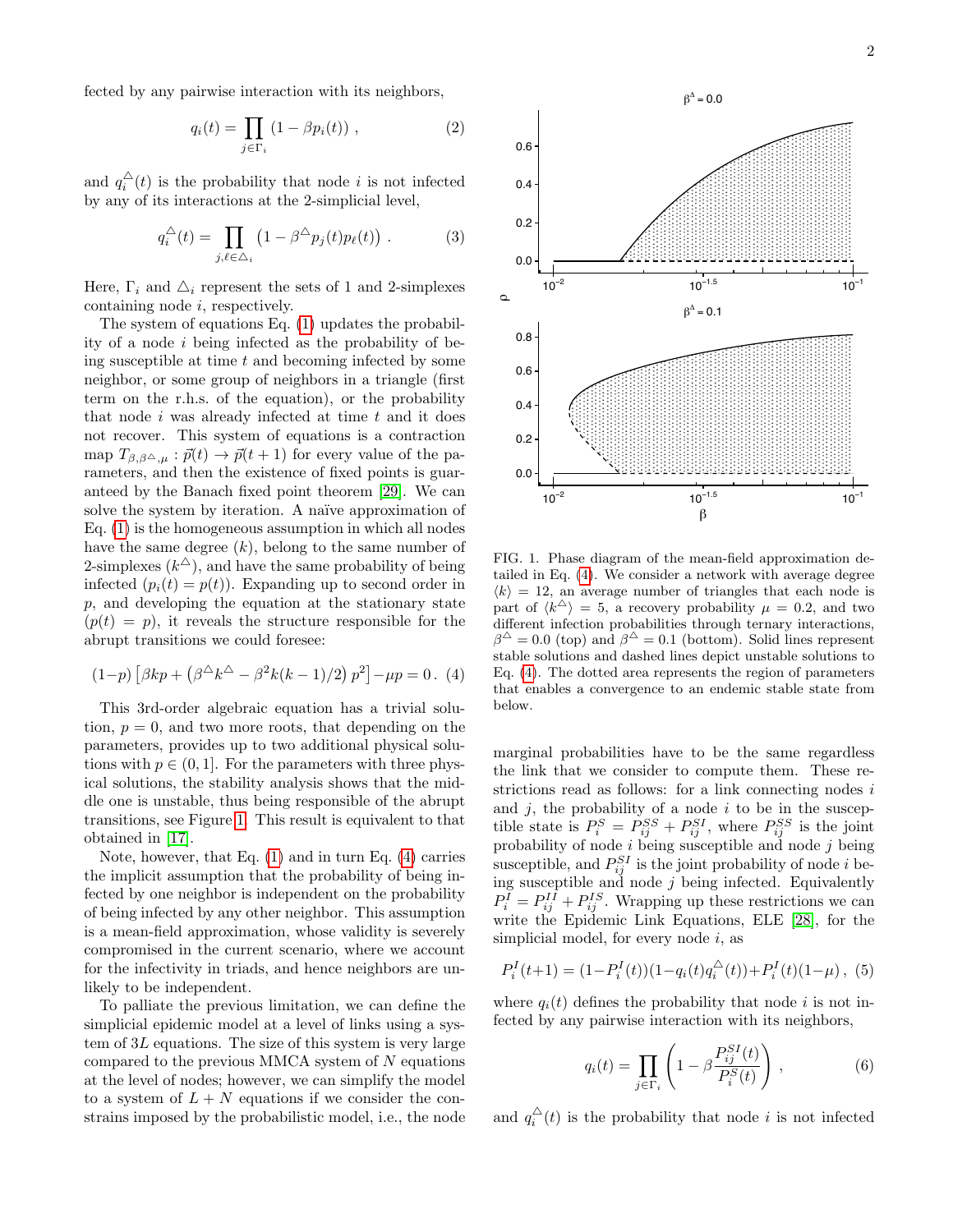fected by any pairwise interaction with its neighbors,

$$q_i(t) = \prod_{j\in\Gamma_i} \left(1 - \beta p_i(t)\right) , \tag{2}$$

and $q_i^{\triangle}(t)$ is the probability that node $i$ is not infected by any of its interactions at the 2-simplicial level,

$$q_i^{\triangle}(t) = \prod_{j,\ell\in\triangle_i} \left(1 - \beta^{\triangle} p_j(t) p_\ell(t)\right) . \tag{3}$$

Here, $\Gamma_i$ and $\triangle_i$ represent the sets of 1 and 2-simplexes containing node $i$, respectively.

The system of equations Eq. (1) updates the probability of a node $i$ being infected as the probability of being susceptible at time $t$ and becoming infected by some neighbor, or some group of neighbors in a triangle (first term on the r.h.s. of the equation), or the probability that node $i$ was already infected at time $t$ and it does not recover. This system of equations is a contraction map $T_{\beta,\beta^{\triangle},\mu} : \vec{p}(t) \to \vec{p}(t+1)$ for every value of the parameters, and then the existence of fixed points is guaranteed by the Banach fixed point theorem [29]. We can solve the system by iteration. A naïve approximation of Eq. (1) is the homogeneous assumption in which all nodes have the same degree $(k)$, belong to the same number of 2-simplexes $(k^{\triangle})$, and have the same probability of being infected $(p_i(t) = p(t))$. Expanding up to second order in $p$, and developing the equation at the stationary state $(p(t) = p)$, it reveals the structure responsible for the abrupt transitions we could foresee:

$$(1-p)\left[\beta k p + \left(\beta^{\triangle} k^{\triangle} - \beta^2 k(k-1)/2\right) p^2\right] - \mu p = 0 \,. \tag{4}$$

This 3rd-order algebraic equation has a trivial solution, $p = 0$, and two more roots, that depending on the parameters, provides up to two additional physical solutions with $p \in (0, 1]$. For the parameters with three physical solutions, the stability analysis shows that the middle one is unstable, thus being responsible of the abrupt transitions, see Figure 1. This result is equivalent to that obtained in [17].

Note, however, that Eq. (1) and in turn Eq. (4) carries the implicit assumption that the probability of being infected by one neighbor is independent on the probability of being infected by any other neighbor. This assumption is a mean-field approximation, whose validity is severely compromised in the current scenario, where we account for the infectivity in triads, and hence neighbors are unlikely to be independent.

To palliate the previous limitation, we can define the simplicial epidemic model at a level of links using a system of $3L$ equations. The size of this system is very large compared to the previous MMCA system of $N$ equations at the level of nodes; however, we can simplify the model to a system of $L + N$ equations if we consider the constrains imposed by the probabilistic model, i.e., the node

FIG. 1. Phase diagram of the mean-field approximation detailed in Eq. (4). We consider a network with average degree $\langle k\rangle = 12$, an average number of triangles that each node is part of $\langle k^{\triangle}\rangle = 5$, a recovery probability $\mu = 0.2$, and two different infection probabilities through ternary interactions, $\beta^{\triangle} = 0.0$ (top) and $\beta^{\triangle} = 0.1$ (bottom). Solid lines represent stable solutions and dashed lines depict unstable solutions to Eq. (4). The dotted area represents the region of parameters that enables a convergence to an endemic stable state from below.

marginal probabilities have to be the same regardless the link that we consider to compute them. These restrictions read as follows: for a link connecting nodes $i$ and $j$, the probability of a node $i$ to be in the susceptible state is $P_i^S = P_{ij}^{SS} + P_{ij}^{SI}$, where $P_{ij}^{SS}$ is the joint probability of node $i$ being susceptible and node $j$ being susceptible, and $P_{ij}^{SI}$ is the joint probability of node $i$ being susceptible and node $j$ being infected. Equivalently $P_i^I = P_{ij}^{II} + P_{ij}^{IS}$. Wrapping up these restrictions we can write the Epidemic Link Equations, ELE [28], for the simplicial model, for every node $i$, as

$$P_i^I(t+1) = (1 - P_i^I(t))(1 - q_i(t) q_i^{\triangle}(t)) + P_i^I(t)(1-\mu) \,, \tag{5}$$

where $q_i(t)$ defines the probability that node $i$ is not infected by any pairwise interaction with its neighbors,

$$q_i(t) = \prod_{j\in\Gamma_i} \left(1 - \beta \frac{P_{ij}^{SI}(t)}{P_i^S(t)}\right) , \tag{6}$$

and $q_i^{\triangle}(t)$ is the probability that node $i$ is not infected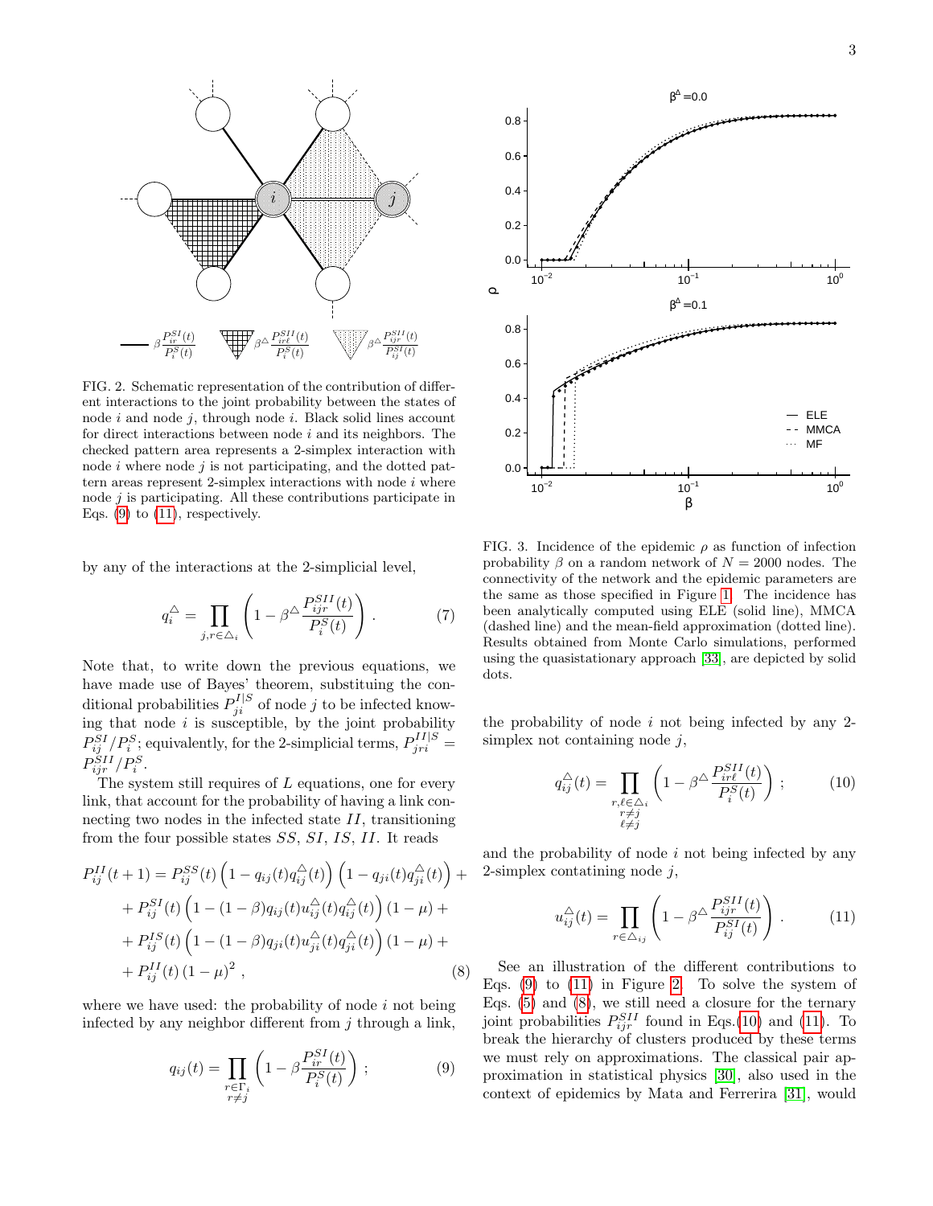FIG. 2. Schematic representation of the contribution of different interactions to the joint probability between the states of node $i$ and node $j$, through node $i$. Black solid lines account for direct interactions between node $i$ and its neighbors. The checked pattern area represents a 2-simplex interaction with node $i$ where node $j$ is not participating, and the dotted pattern areas represent 2-simplex interactions with node $i$ where node $j$ is participating. All these contributions participate in Eqs. (9) to (11), respectively.

by any of the interactions at the 2-simplicial level,

$$q_i^{\triangle} = \prod_{j,r \in \triangle_i} \left(1 - \beta^{\triangle} \frac{P_{ijr}^{SII}(t)}{P_i^S(t)}\right) . \tag{7}$$

Note that, to write down the previous equations, we have made use of Bayes' theorem, substituing the conditional probabilities $P_{ji}^{I|S}$ of node $j$ to be infected knowing that node $i$ is susceptible, by the joint probability $P_{ij}^{SI}/P_i^S$; equivalently, for the 2-simplicial terms, $P_{jri}^{II|S} = P_{ijr}^{SII}/P_i^S$.

The system still requires of $L$ equations, one for every link, that account for the probability of having a link connecting two nodes in the infected state $II$, transitioning from the four possible states $SS$, $SI$, $IS$, $II$. It reads

$$\begin{aligned}
P_{ij}^{II}(t+1) &= P_{ij}^{SS}(t)\left(1 - q_{ij}(t)q_{ij}^{\triangle}(t)\right)\left(1 - q_{ji}(t)q_{ji}^{\triangle}(t)\right) + \\
&+ P_{ij}^{SI}(t)\left(1 - (1-\beta)q_{ij}(t)u_{ij}^{\triangle}(t)q_{ij}^{\triangle}(t)\right)(1-\mu) + \\
&+ P_{ij}^{IS}(t)\left(1 - (1-\beta)q_{ji}(t)u_{ji}^{\triangle}(t)q_{ji}^{\triangle}(t)\right)(1-\mu) + \\
&+ P_{ij}^{II}(t)\left(1-\mu\right)^2 ,
\end{aligned} \tag{8}$$

where we have used: the probability of node $i$ not being infected by any neighbor different from $j$ through a link,

$$q_{ij}(t) = \prod_{\substack{r \in \Gamma_i \\ r \neq j}} \left(1 - \beta \frac{P_{ir}^{SI}(t)}{P_i^S(t)}\right) ; \tag{9}$$

FIG. 3. Incidence of the epidemic $\rho$ as function of infection probability $\beta$ on a random network of $N = 2000$ nodes. The connectivity of the network and the epidemic parameters are the same as those specified in Figure 1. The incidence has been analytically computed using ELE (solid line), MMCA (dashed line) and the mean-field approximation (dotted line). Results obtained from Monte Carlo simulations, performed using the quasistationary approach [33], are depicted by solid dots.

the probability of node $i$ not being infected by any 2-simplex not containing node $j$,

$$q_{ij}^{\triangle}(t) = \prod_{\substack{r,\ell \in \triangle_i \\ r \neq j \\ \ell \neq j}} \left(1 - \beta^{\triangle} \frac{P_{ir\ell}^{SII}(t)}{P_i^S(t)}\right) ; \tag{10}$$

and the probability of node $i$ not being infected by any 2-simplex contatining node $j$,

$$u_{ij}^{\triangle}(t) = \prod_{r \in \triangle_{ij}} \left(1 - \beta^{\triangle} \frac{P_{ijr}^{SII}(t)}{P_{ij}^{SI}(t)}\right) . \tag{11}$$

See an illustration of the different contributions to Eqs. (9) to (11) in Figure 2. To solve the system of Eqs. (5) and (8), we still need a closure for the ternary joint probabilities $P_{ijr}^{SII}$ found in Eqs.(10) and (11). To break the hierarchy of clusters produced by these terms we must rely on approximations. The classical pair approximation in statistical physics [30], also used in the context of epidemics by Mata and Ferrerira [31], would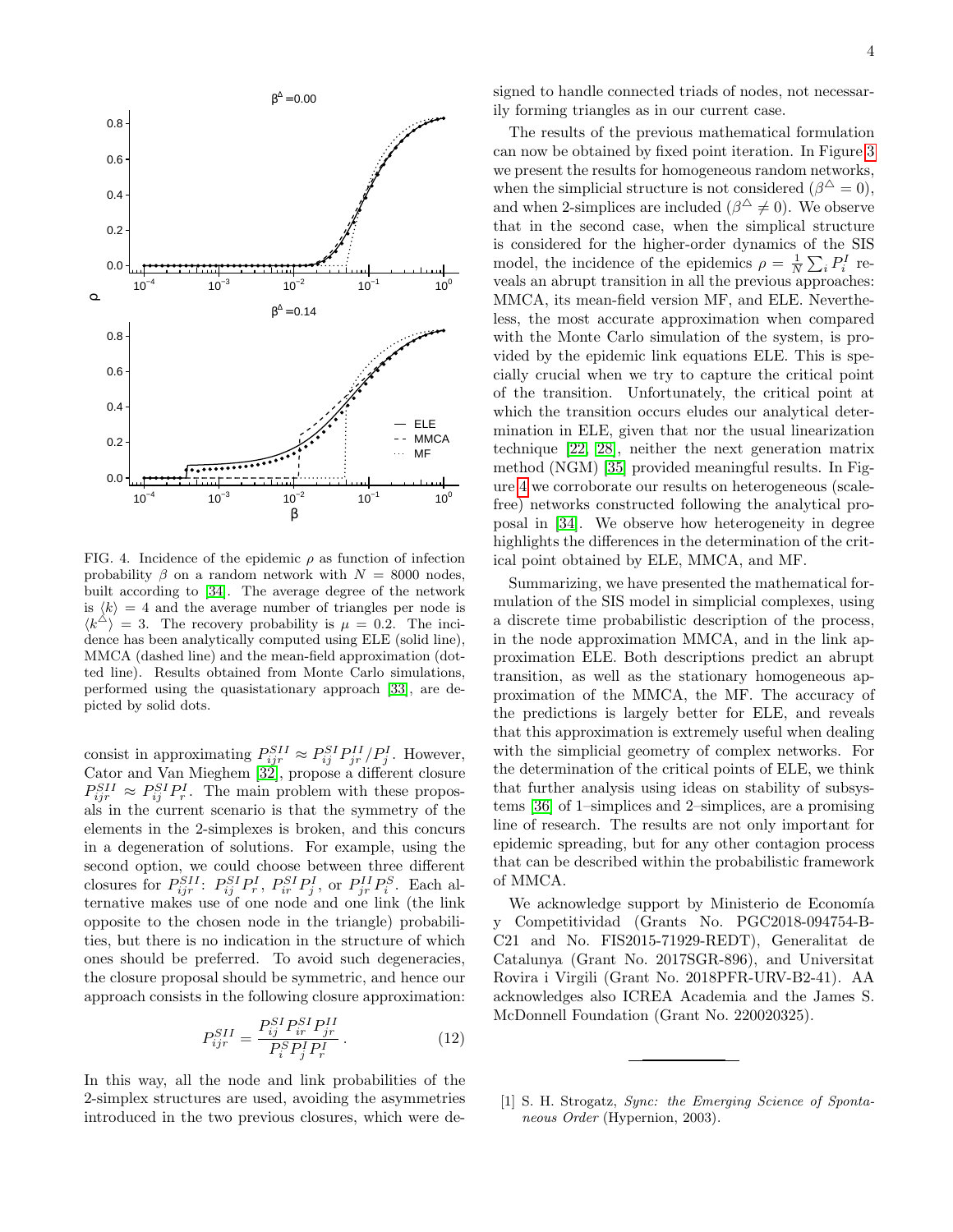FIG. 4. Incidence of the epidemic $\rho$ as function of infection probability $\beta$ on a random network with $N = 8000$ nodes, built according to [34]. The average degree of the network is $\langle k \rangle = 4$ and the average number of triangles per node is $\langle k^{\triangle} \rangle = 3$. The recovery probability is $\mu = 0.2$. The incidence has been analytically computed using ELE (solid line), MMCA (dashed line) and the mean-field approximation (dotted line). Results obtained from Monte Carlo simulations, performed using the quasistationary approach [33], are depicted by solid dots.

consist in approximating $P_{ijr}^{SII} \approx P_{ij}^{SI} P_{jr}^{II} / P_j^I$. However, Cator and Van Mieghem [32], propose a different closure $P_{ijr}^{SII} \approx P_{ij}^{SI} P_r^I$. The main problem with these proposals in the current scenario is that the symmetry of the elements in the 2-simplexes is broken, and this concurs in a degeneration of solutions. For example, using the second option, we could choose between three different closures for $P_{ijr}^{SII}$: $P_{ij}^{SI} P_r^I$, $P_{ir}^{SI} P_j^I$, or $P_{jr}^{II} P_i^S$. Each alternative makes use of one node and one link (the link opposite to the chosen node in the triangle) probabilities, but there is no indication in the structure of which ones should be preferred. To avoid such degeneracies, the closure proposal should be symmetric, and hence our approach consists in the following closure approximation:

$$P_{ijr}^{SII} = \frac{P_{ij}^{SI} P_{ir}^{SI} P_{jr}^{II}}{P_i^S P_j^I P_r^I} \,. \tag{12}$$

In this way, all the node and link probabilities of the 2-simplex structures are used, avoiding the asymmetries introduced in the two previous closures, which were designed to handle connected triads of nodes, not necessarily forming triangles as in our current case.

The results of the previous mathematical formulation can now be obtained by fixed point iteration. In Figure 3 we present the results for homogeneous random networks, when the simplicial structure is not considered ($\beta^{\triangle} = 0$), and when 2-simplices are included ($\beta^{\triangle} \neq 0$). We observe that in the second case, when the simplical structure is considered for the higher-order dynamics of the SIS model, the incidence of the epidemics $\rho = \frac{1}{N} \sum_i P_i^I$ reveals an abrupt transition in all the previous approaches: MMCA, its mean-field version MF, and ELE. Nevertheless, the most accurate approximation when compared with the Monte Carlo simulation of the system, is provided by the epidemic link equations ELE. This is specially crucial when we try to capture the critical point of the transition. Unfortunately, the critical point at which the transition occurs eludes our analytical determination in ELE, given that nor the usual linearization technique [22, 28], neither the next generation matrix method (NGM) [35] provided meaningful results. In Figure 4 we corroborate our results on heterogeneous (scale-free) networks constructed following the analytical proposal in [34]. We observe how heterogeneity in degree highlights the differences in the determination of the critical point obtained by ELE, MMCA, and MF.

Summarizing, we have presented the mathematical formulation of the SIS model in simplicial complexes, using a discrete time probabilistic description of the process, in the node approximation MMCA, and in the link approximation ELE. Both descriptions predict an abrupt transition, as well as the stationary homogeneous approximation of the MMCA, the MF. The accuracy of the predictions is largely better for ELE, and reveals that this approximation is extremely useful when dealing with the simplicial geometry of complex networks. For the determination of the critical points of ELE, we think that further analysis using ideas on stability of subsystems [36] of 1–simplices and 2–simplices, are a promising line of research. The results are not only important for epidemic spreading, but for any other contagion process that can be described within the probabilistic framework of MMCA.

We acknowledge support by Ministerio de Economía y Competitividad (Grants No. PGC2018-094754-B-C21 and No. FIS2015-71929-REDT), Generalitat de Catalunya (Grant No. 2017SGR-896), and Universitat Rovira i Virgili (Grant No. 2018PFR-URV-B2-41). AA acknowledges also ICREA Academia and the James S. McDonnell Foundation (Grant No. 220020325).

---

[1] S. H. Strogatz, *Sync: the Emerging Science of Spontaneous Order* (Hypernion, 2003).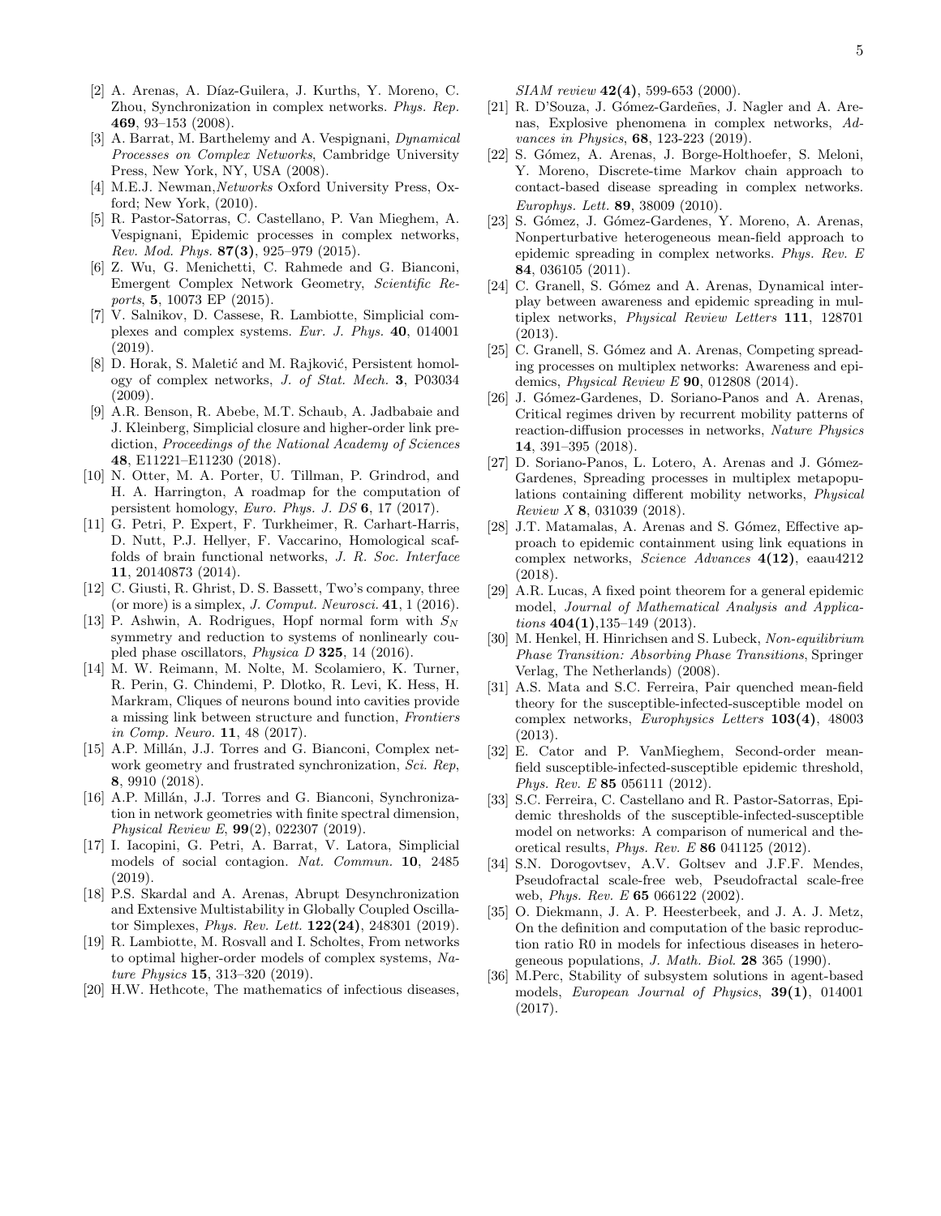[2] A. Arenas, A. Díaz-Guilera, J. Kurths, Y. Moreno, C. Zhou, Synchronization in complex networks. *Phys. Rep.* **469**, 93–153 (2008).

[3] A. Barrat, M. Barthelemy and A. Vespignani, *Dynamical Processes on Complex Networks*, Cambridge University Press, New York, NY, USA (2008).

[4] M.E.J. Newman,*Networks* Oxford University Press, Oxford; New York, (2010).

[5] R. Pastor-Satorras, C. Castellano, P. Van Mieghem, A. Vespignani, Epidemic processes in complex networks, *Rev. Mod. Phys.* **87(3)**, 925–979 (2015).

[6] Z. Wu, G. Menichetti, C. Rahmede and G. Bianconi, Emergent Complex Network Geometry, *Scientific Reports*, **5**, 10073 EP (2015).

[7] V. Salnikov, D. Cassese, R. Lambiotte, Simplicial complexes and complex systems. *Eur. J. Phys.* **40**, 014001 (2019).

[8] D. Horak, S. Maletić and M. Rajković, Persistent homology of complex networks, *J. of Stat. Mech.* **3**, P03034 (2009).

[9] A.R. Benson, R. Abebe, M.T. Schaub, A. Jadbabaie and J. Kleinberg, Simplicial closure and higher-order link prediction, *Proceedings of the National Academy of Sciences* **48**, E11221–E11230 (2018).

[10] N. Otter, M. A. Porter, U. Tillman, P. Grindrod, and H. A. Harrington, A roadmap for the computation of persistent homology, *Euro. Phys. J. DS* **6**, 17 (2017).

[11] G. Petri, P. Expert, F. Turkheimer, R. Carhart-Harris, D. Nutt, P.J. Hellyer, F. Vaccarino, Homological scaffolds of brain functional networks, *J. R. Soc. Interface* **11**, 20140873 (2014).

[12] C. Giusti, R. Ghrist, D. S. Bassett, Two's company, three (or more) is a simplex, *J. Comput. Neurosci.* **41**, 1 (2016).

[13] P. Ashwin, A. Rodrigues, Hopf normal form with $S_N$ symmetry and reduction to systems of nonlinearly coupled phase oscillators, *Physica D* **325**, 14 (2016).

[14] M. W. Reimann, M. Nolte, M. Scolamiero, K. Turner, R. Perin, G. Chindemi, P. Dlotko, R. Levi, K. Hess, H. Markram, Cliques of neurons bound into cavities provide a missing link between structure and function, *Frontiers in Comp. Neuro.* **11**, 48 (2017).

[15] A.P. Millán, J.J. Torres and G. Bianconi, Complex network geometry and frustrated synchronization, *Sci. Rep*, **8**, 9910 (2018).

[16] A.P. Millán, J.J. Torres and G. Bianconi, Synchronization in network geometries with finite spectral dimension, *Physical Review E*, **99**(2), 022307 (2019).

[17] I. Iacopini, G. Petri, A. Barrat, V. Latora, Simplicial models of social contagion. *Nat. Commun.* **10**, 2485 (2019).

[18] P.S. Skardal and A. Arenas, Abrupt Desynchronization and Extensive Multistability in Globally Coupled Oscillator Simplexes, *Phys. Rev. Lett.* **122(24)**, 248301 (2019).

[19] R. Lambiotte, M. Rosvall and I. Scholtes, From networks to optimal higher-order models of complex systems, *Nature Physics* **15**, 313–320 (2019).

[20] H.W. Hethcote, The mathematics of infectious diseases, *SIAM review* **42(4)**, 599-653 (2000).

[21] R. D'Souza, J. Gómez-Gardeñes, J. Nagler and A. Arenas, Explosive phenomena in complex networks, *Advances in Physics*, **68**, 123-223 (2019).

[22] S. Gómez, A. Arenas, J. Borge-Holthoefer, S. Meloni, Y. Moreno, Discrete-time Markov chain approach to contact-based disease spreading in complex networks. *Europhys. Lett.* **89**, 38009 (2010).

[23] S. Gómez, J. Gómez-Gardenes, Y. Moreno, A. Arenas, Nonperturbative heterogeneous mean-field approach to epidemic spreading in complex networks. *Phys. Rev. E* **84**, 036105 (2011).

[24] C. Granell, S. Gómez and A. Arenas, Dynamical interplay between awareness and epidemic spreading in multiplex networks, *Physical Review Letters* **111**, 128701 (2013).

[25] C. Granell, S. Gómez and A. Arenas, Competing spreading processes on multiplex networks: Awareness and epidemics, *Physical Review E* **90**, 012808 (2014).

[26] J. Gómez-Gardenes, D. Soriano-Panos and A. Arenas, Critical regimes driven by recurrent mobility patterns of reaction-diffusion processes in networks, *Nature Physics* **14**, 391–395 (2018).

[27] D. Soriano-Panos, L. Lotero, A. Arenas and J. Gómez-Gardenes, Spreading processes in multiplex metapopulations containing different mobility networks, *Physical Review X* **8**, 031039 (2018).

[28] J.T. Matamalas, A. Arenas and S. Gómez, Effective approach to epidemic containment using link equations in complex networks, *Science Advances* **4(12)**, eaau4212 (2018).

[29] A.R. Lucas, A fixed point theorem for a general epidemic model, *Journal of Mathematical Analysis and Applications* **404(1)**,135–149 (2013).

[30] M. Henkel, H. Hinrichsen and S. Lubeck, *Non-equilibrium Phase Transition: Absorbing Phase Transitions*, Springer Verlag, The Netherlands) (2008).

[31] A.S. Mata and S.C. Ferreira, Pair quenched mean-field theory for the susceptible-infected-susceptible model on complex networks, *Europhysics Letters* **103(4)**, 48003 (2013).

[32] E. Cator and P. VanMieghem, Second-order mean-field susceptible-infected-susceptible epidemic threshold, *Phys. Rev. E* **85** 056111 (2012).

[33] S.C. Ferreira, C. Castellano and R. Pastor-Satorras, Epidemic thresholds of the susceptible-infected-susceptible model on networks: A comparison of numerical and theoretical results, *Phys. Rev. E* **86** 041125 (2012).

[34] S.N. Dorogovtsev, A.V. Goltsev and J.F.F. Mendes, Pseudofractal scale-free web, Pseudofractal scale-free web, *Phys. Rev. E* **65** 066122 (2002).

[35] O. Diekmann, J. A. P. Heesterbeek, and J. A. J. Metz, On the definition and computation of the basic reproduction ratio R0 in models for infectious diseases in heterogeneous populations, *J. Math. Biol.* **28** 365 (1990).

[36] M.Perc, Stability of subsystem solutions in agent-based models, *European Journal of Physics*, **39(1)**, 014001 (2017).